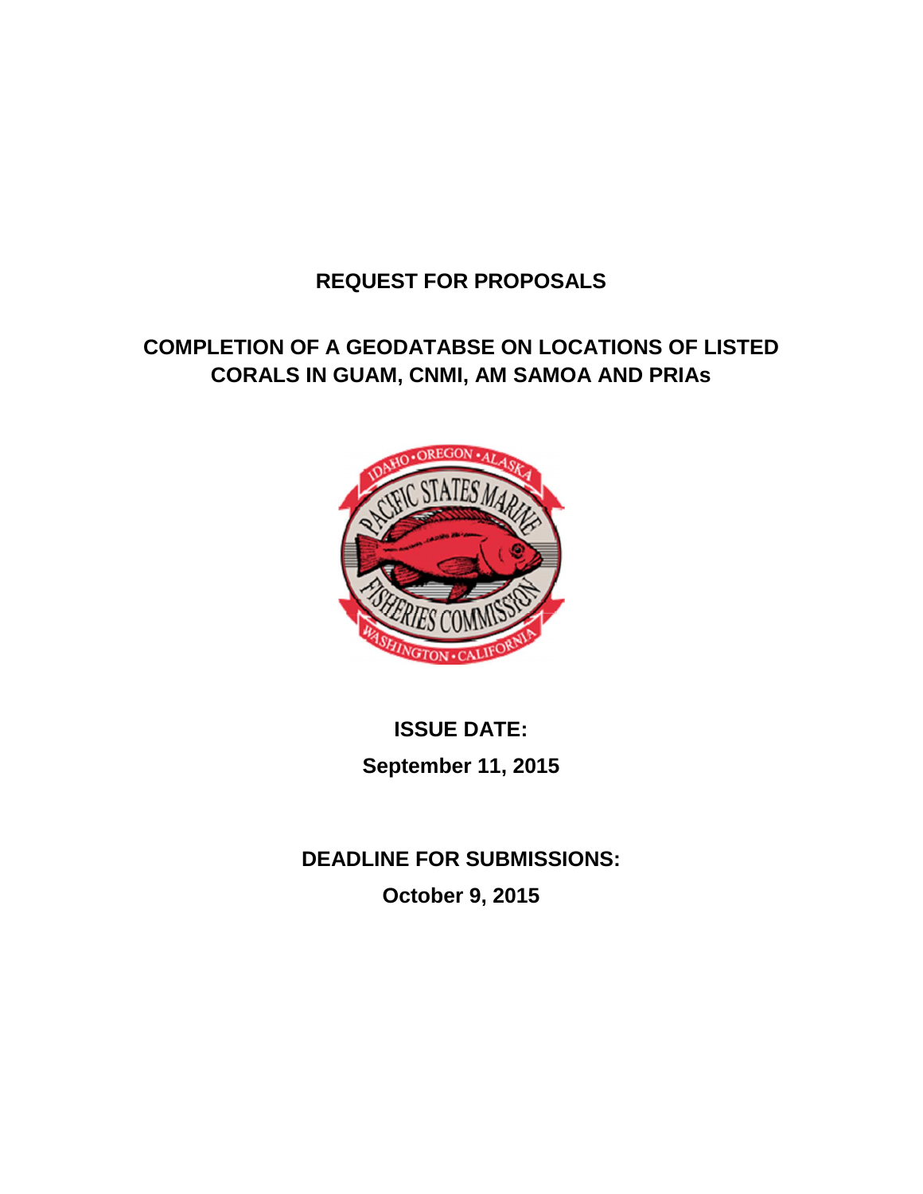# REQUEST FOR PROPOSALS

## COMPLETION OF A GEODATABSE ON LOCATIONS OF LISTED CORALS IN GUAM, CNMI, AM SAMOA AND PRIAs

**ISSUE DATE:**

**September 11, 2015**

**DEADLINE FOR SUBMISSIONS:**

**October 9, 2015**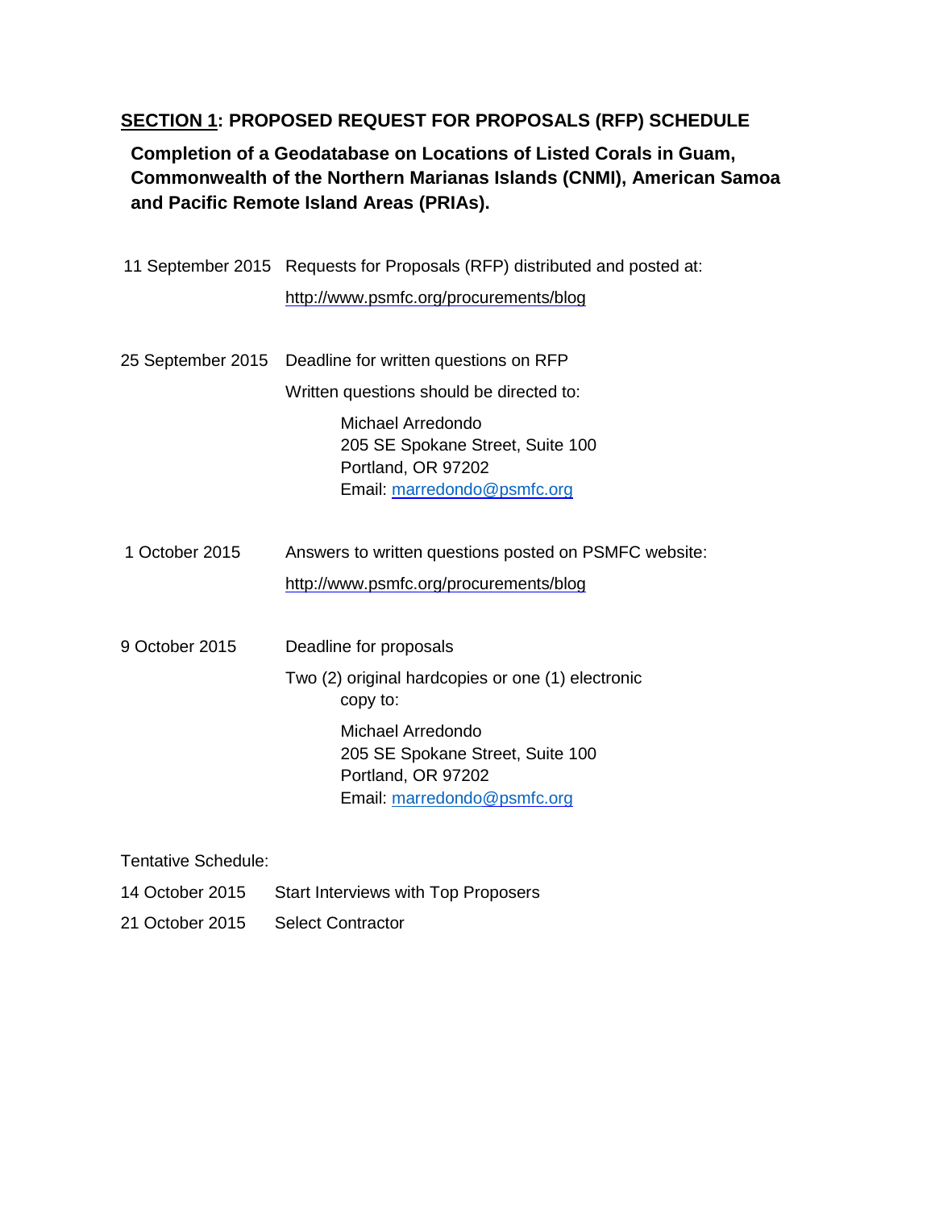## **<u>SECTION 1</u>: PROPOSED REQUEST FOR PROPOSALS (RFP) SCHEDULE**

**Completion of a Geodatabase on Locations of Listed Corals in Guam, Commonwealth of the Northern Marianas Islands (CNMI), American Samoa and Pacific Remote Island Areas (PRIAs).**

11 September 2015 Requests for Proposals (RFP) distributed and posted at:

http://www.psmfc.org/procurements/blog

25 September 2015 Deadline for written questions on RFP

Written questions should be directed to:

Michael Arredondo
205 SE Spokane Street, Suite 100
Portland, OR 97202
Email: marredondo@psmfc.org

1 October 2015 Answers to written questions posted on PSMFC website:

http://www.psmfc.org/procurements/blog

9 October 2015 Deadline for proposals

Two (2) original hardcopies or one (1) electronic copy to:

Michael Arredondo
205 SE Spokane Street, Suite 100
Portland, OR 97202
Email: marredondo@psmfc.org

Tentative Schedule:

14 October 2015 Start Interviews with Top Proposers

21 October 2015 Select Contractor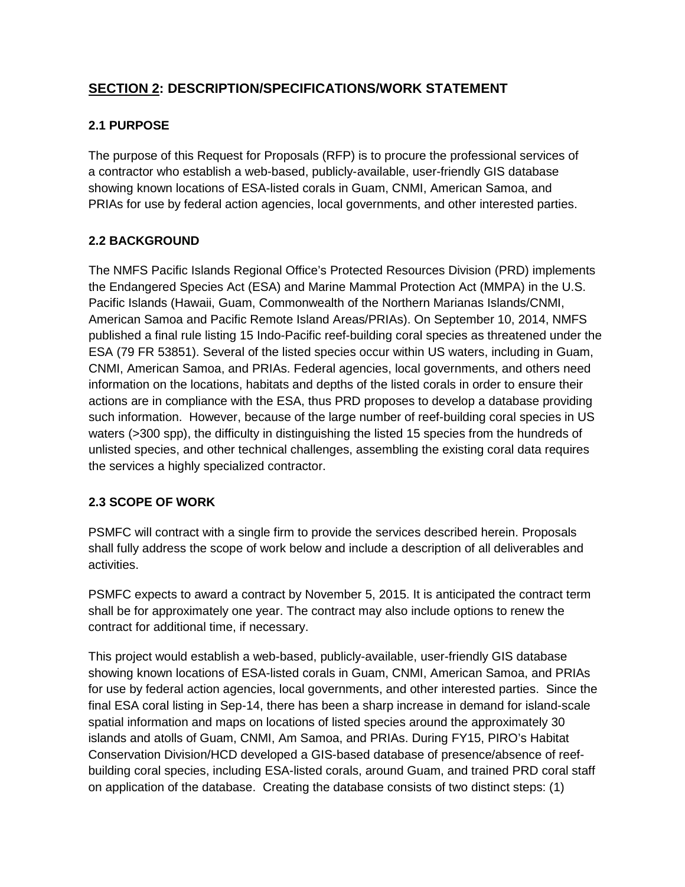## SECTION 2: DESCRIPTION/SPECIFICATIONS/WORK STATEMENT

### 2.1 PURPOSE

The purpose of this Request for Proposals (RFP) is to procure the professional services of a contractor who establish a web-based, publicly-available, user-friendly GIS database showing known locations of ESA-listed corals in Guam, CNMI, American Samoa, and PRIAs for use by federal action agencies, local governments, and other interested parties.

### 2.2 BACKGROUND

The NMFS Pacific Islands Regional Office's Protected Resources Division (PRD) implements the Endangered Species Act (ESA) and Marine Mammal Protection Act (MMPA) in the U.S. Pacific Islands (Hawaii, Guam, Commonwealth of the Northern Marianas Islands/CNMI, American Samoa and Pacific Remote Island Areas/PRIAs). On September 10, 2014, NMFS published a final rule listing 15 Indo-Pacific reef-building coral species as threatened under the ESA (79 FR 53851). Several of the listed species occur within US waters, including in Guam, CNMI, American Samoa, and PRIAs. Federal agencies, local governments, and others need information on the locations, habitats and depths of the listed corals in order to ensure their actions are in compliance with the ESA, thus PRD proposes to develop a database providing such information. However, because of the large number of reef-building coral species in US waters (>300 spp), the difficulty in distinguishing the listed 15 species from the hundreds of unlisted species, and other technical challenges, assembling the existing coral data requires the services a highly specialized contractor.

### 2.3 SCOPE OF WORK

PSMFC will contract with a single firm to provide the services described herein. Proposals shall fully address the scope of work below and include a description of all deliverables and activities.

PSMFC expects to award a contract by November 5, 2015. It is anticipated the contract term shall be for approximately one year. The contract may also include options to renew the contract for additional time, if necessary.

This project would establish a web-based, publicly-available, user-friendly GIS database showing known locations of ESA-listed corals in Guam, CNMI, American Samoa, and PRIAs for use by federal action agencies, local governments, and other interested parties. Since the final ESA coral listing in Sep-14, there has been a sharp increase in demand for island-scale spatial information and maps on locations of listed species around the approximately 30 islands and atolls of Guam, CNMI, Am Samoa, and PRIAs. During FY15, PIRO's Habitat Conservation Division/HCD developed a GIS-based database of presence/absence of reef-building coral species, including ESA-listed corals, around Guam, and trained PRD coral staff on application of the database. Creating the database consists of two distinct steps: (1)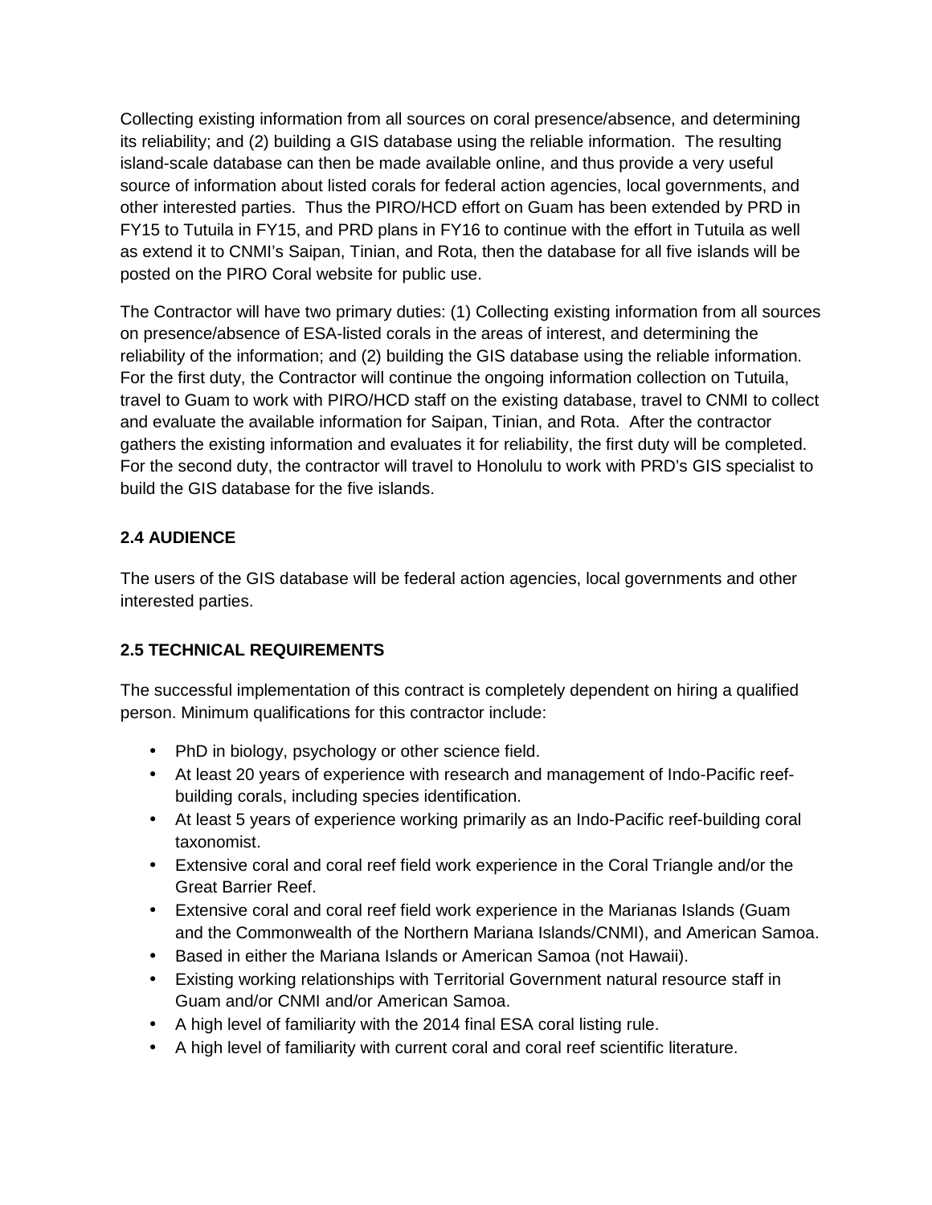Collecting existing information from all sources on coral presence/absence, and determining its reliability; and (2) building a GIS database using the reliable information. The resulting island-scale database can then be made available online, and thus provide a very useful source of information about listed corals for federal action agencies, local governments, and other interested parties. Thus the PIRO/HCD effort on Guam has been extended by PRD in FY15 to Tutuila in FY15, and PRD plans in FY16 to continue with the effort in Tutuila as well as extend it to CNMI's Saipan, Tinian, and Rota, then the database for all five islands will be posted on the PIRO Coral website for public use.

The Contractor will have two primary duties: (1) Collecting existing information from all sources on presence/absence of ESA-listed corals in the areas of interest, and determining the reliability of the information; and (2) building the GIS database using the reliable information. For the first duty, the Contractor will continue the ongoing information collection on Tutuila, travel to Guam to work with PIRO/HCD staff on the existing database, travel to CNMI to collect and evaluate the available information for Saipan, Tinian, and Rota. After the contractor gathers the existing information and evaluates it for reliability, the first duty will be completed. For the second duty, the contractor will travel to Honolulu to work with PRD's GIS specialist to build the GIS database for the five islands.

### 2.4 AUDIENCE

The users of the GIS database will be federal action agencies, local governments and other interested parties.

### 2.5 TECHNICAL REQUIREMENTS

The successful implementation of this contract is completely dependent on hiring a qualified person. Minimum qualifications for this contractor include:

- PhD in biology, psychology or other science field.
- At least 20 years of experience with research and management of Indo-Pacific reef-building corals, including species identification.
- At least 5 years of experience working primarily as an Indo-Pacific reef-building coral taxonomist.
- Extensive coral and coral reef field work experience in the Coral Triangle and/or the Great Barrier Reef.
- Extensive coral and coral reef field work experience in the Marianas Islands (Guam and the Commonwealth of the Northern Mariana Islands/CNMI), and American Samoa.
- Based in either the Mariana Islands or American Samoa (not Hawaii).
- Existing working relationships with Territorial Government natural resource staff in Guam and/or CNMI and/or American Samoa.
- A high level of familiarity with the 2014 final ESA coral listing rule.
- A high level of familiarity with current coral and coral reef scientific literature.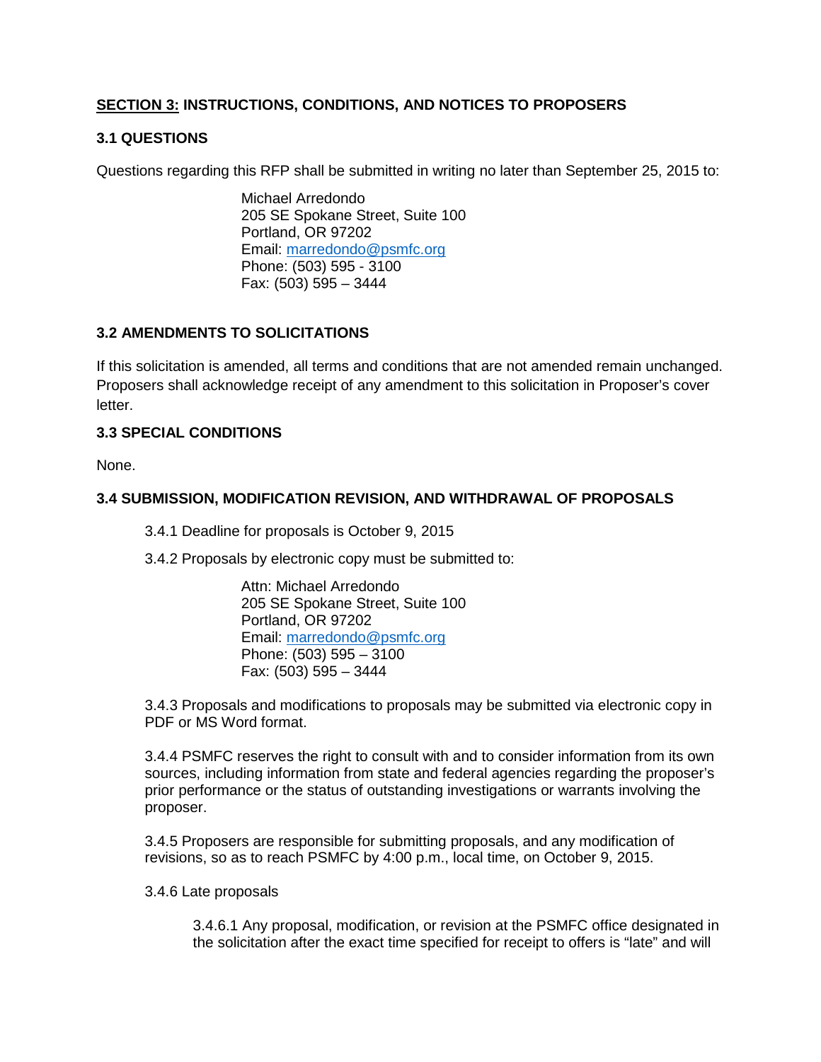## SECTION 3: INSTRUCTIONS, CONDITIONS, AND NOTICES TO PROPOSERS

### 3.1 QUESTIONS

Questions regarding this RFP shall be submitted in writing no later than September 25, 2015 to:

> Michael Arredondo
> 205 SE Spokane Street, Suite 100
> Portland, OR 97202
> Email: marredondo@psmfc.org
> Phone: (503) 595 - 3100
> Fax: (503) 595 – 3444

### 3.2 AMENDMENTS TO SOLICITATIONS

If this solicitation is amended, all terms and conditions that are not amended remain unchanged. Proposers shall acknowledge receipt of any amendment to this solicitation in Proposer's cover letter.

### 3.3 SPECIAL CONDITIONS

None.

### 3.4 SUBMISSION, MODIFICATION REVISION, AND WITHDRAWAL OF PROPOSALS

3.4.1 Deadline for proposals is October 9, 2015

3.4.2 Proposals by electronic copy must be submitted to:

> Attn: Michael Arredondo
> 205 SE Spokane Street, Suite 100
> Portland, OR 97202
> Email: marredondo@psmfc.org
> Phone: (503) 595 – 3100
> Fax: (503) 595 – 3444

3.4.3 Proposals and modifications to proposals may be submitted via electronic copy in PDF or MS Word format.

3.4.4 PSMFC reserves the right to consult with and to consider information from its own sources, including information from state and federal agencies regarding the proposer's prior performance or the status of outstanding investigations or warrants involving the proposer.

3.4.5 Proposers are responsible for submitting proposals, and any modification of revisions, so as to reach PSMFC by 4:00 p.m., local time, on October 9, 2015.

3.4.6 Late proposals

3.4.6.1 Any proposal, modification, or revision at the PSMFC office designated in the solicitation after the exact time specified for receipt to offers is "late" and will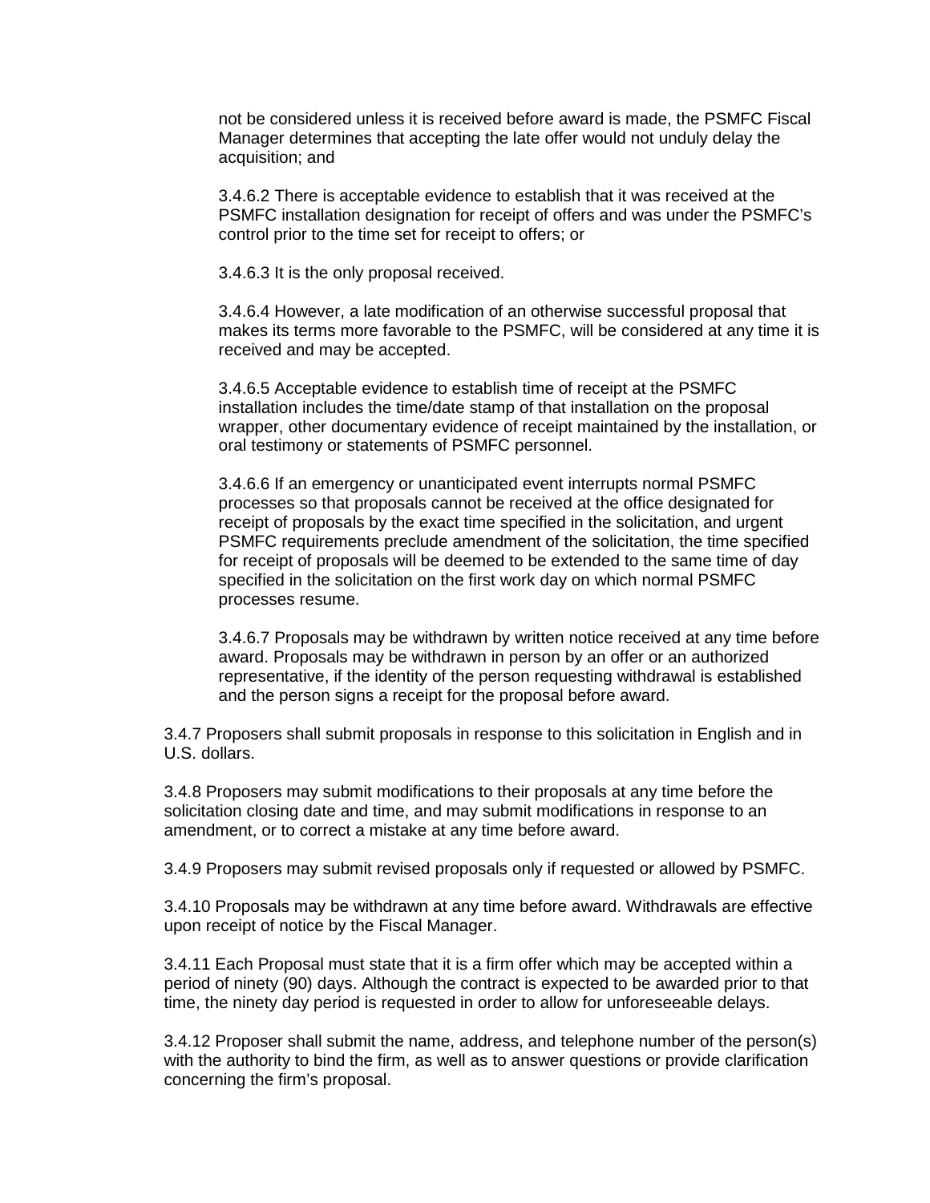not be considered unless it is received before award is made, the PSMFC Fiscal Manager determines that accepting the late offer would not unduly delay the acquisition; and

3.4.6.2 There is acceptable evidence to establish that it was received at the PSMFC installation designation for receipt of offers and was under the PSMFC's control prior to the time set for receipt to offers; or

3.4.6.3 It is the only proposal received.

3.4.6.4 However, a late modification of an otherwise successful proposal that makes its terms more favorable to the PSMFC, will be considered at any time it is received and may be accepted.

3.4.6.5 Acceptable evidence to establish time of receipt at the PSMFC installation includes the time/date stamp of that installation on the proposal wrapper, other documentary evidence of receipt maintained by the installation, or oral testimony or statements of PSMFC personnel.

3.4.6.6 If an emergency or unanticipated event interrupts normal PSMFC processes so that proposals cannot be received at the office designated for receipt of proposals by the exact time specified in the solicitation, and urgent PSMFC requirements preclude amendment of the solicitation, the time specified for receipt of proposals will be deemed to be extended to the same time of day specified in the solicitation on the first work day on which normal PSMFC processes resume.

3.4.6.7 Proposals may be withdrawn by written notice received at any time before award. Proposals may be withdrawn in person by an offer or an authorized representative, if the identity of the person requesting withdrawal is established and the person signs a receipt for the proposal before award.

3.4.7 Proposers shall submit proposals in response to this solicitation in English and in U.S. dollars.

3.4.8 Proposers may submit modifications to their proposals at any time before the solicitation closing date and time, and may submit modifications in response to an amendment, or to correct a mistake at any time before award.

3.4.9 Proposers may submit revised proposals only if requested or allowed by PSMFC.

3.4.10 Proposals may be withdrawn at any time before award. Withdrawals are effective upon receipt of notice by the Fiscal Manager.

3.4.11 Each Proposal must state that it is a firm offer which may be accepted within a period of ninety (90) days. Although the contract is expected to be awarded prior to that time, the ninety day period is requested in order to allow for unforeseeable delays.

3.4.12 Proposer shall submit the name, address, and telephone number of the person(s) with the authority to bind the firm, as well as to answer questions or provide clarification concerning the firm's proposal.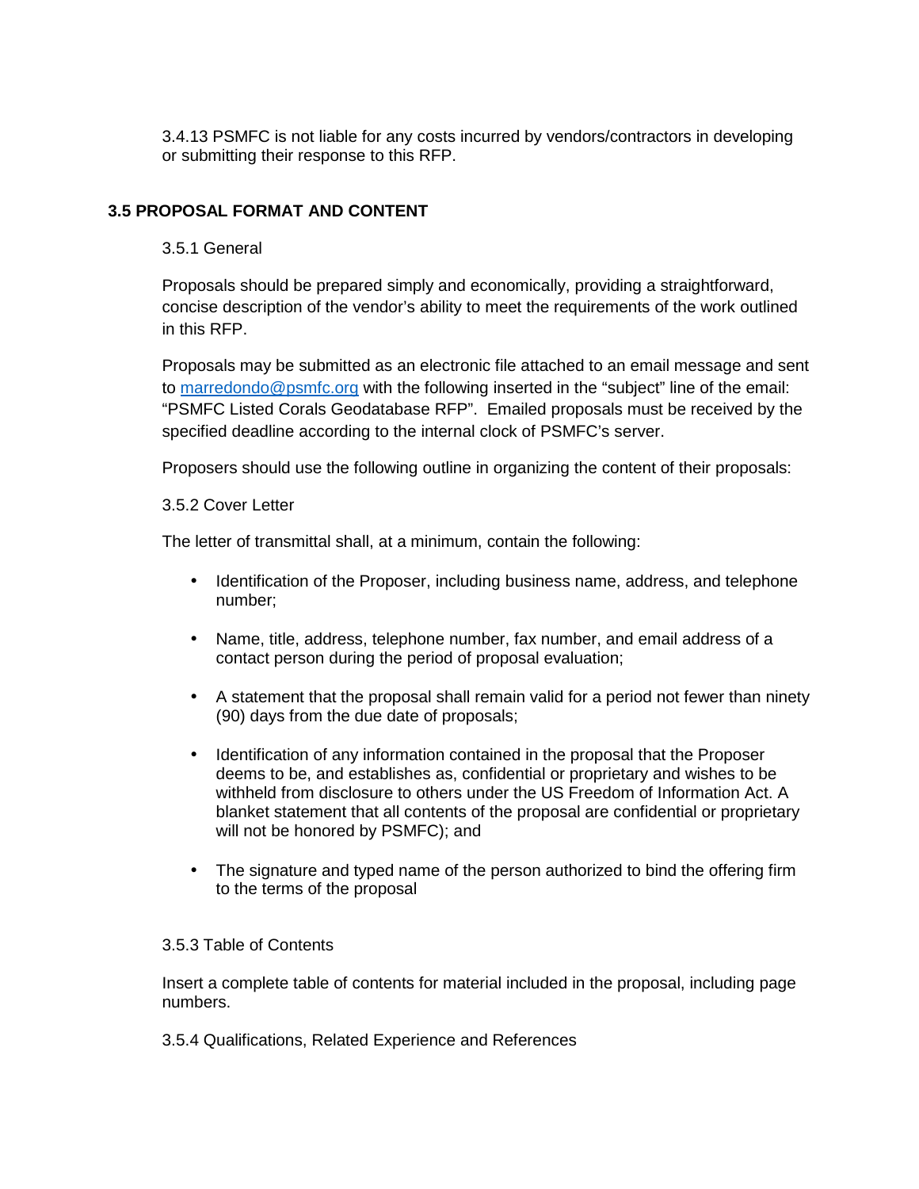3.4.13 PSMFC is not liable for any costs incurred by vendors/contractors in developing or submitting their response to this RFP.

## 3.5 PROPOSAL FORMAT AND CONTENT

3.5.1 General

Proposals should be prepared simply and economically, providing a straightforward, concise description of the vendor's ability to meet the requirements of the work outlined in this RFP.

Proposals may be submitted as an electronic file attached to an email message and sent to marredondo@psmfc.org with the following inserted in the "subject" line of the email: "PSMFC Listed Corals Geodatabase RFP". Emailed proposals must be received by the specified deadline according to the internal clock of PSMFC's server.

Proposers should use the following outline in organizing the content of their proposals:

3.5.2 Cover Letter

The letter of transmittal shall, at a minimum, contain the following:

- Identification of the Proposer, including business name, address, and telephone number;
- Name, title, address, telephone number, fax number, and email address of a contact person during the period of proposal evaluation;
- A statement that the proposal shall remain valid for a period not fewer than ninety (90) days from the due date of proposals;
- Identification of any information contained in the proposal that the Proposer deems to be, and establishes as, confidential or proprietary and wishes to be withheld from disclosure to others under the US Freedom of Information Act. A blanket statement that all contents of the proposal are confidential or proprietary will not be honored by PSMFC); and
- The signature and typed name of the person authorized to bind the offering firm to the terms of the proposal

3.5.3 Table of Contents

Insert a complete table of contents for material included in the proposal, including page numbers.

3.5.4 Qualifications, Related Experience and References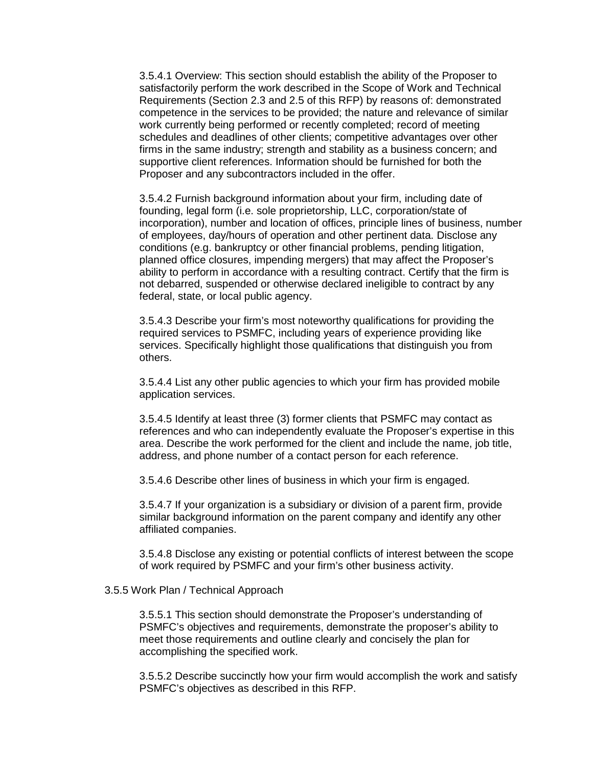3.5.4.1 Overview: This section should establish the ability of the Proposer to satisfactorily perform the work described in the Scope of Work and Technical Requirements (Section 2.3 and 2.5 of this RFP) by reasons of: demonstrated competence in the services to be provided; the nature and relevance of similar work currently being performed or recently completed; record of meeting schedules and deadlines of other clients; competitive advantages over other firms in the same industry; strength and stability as a business concern; and supportive client references. Information should be furnished for both the Proposer and any subcontractors included in the offer.

3.5.4.2 Furnish background information about your firm, including date of founding, legal form (i.e. sole proprietorship, LLC, corporation/state of incorporation), number and location of offices, principle lines of business, number of employees, day/hours of operation and other pertinent data. Disclose any conditions (e.g. bankruptcy or other financial problems, pending litigation, planned office closures, impending mergers) that may affect the Proposer's ability to perform in accordance with a resulting contract. Certify that the firm is not debarred, suspended or otherwise declared ineligible to contract by any federal, state, or local public agency.

3.5.4.3 Describe your firm's most noteworthy qualifications for providing the required services to PSMFC, including years of experience providing like services. Specifically highlight those qualifications that distinguish you from others.

3.5.4.4 List any other public agencies to which your firm has provided mobile application services.

3.5.4.5 Identify at least three (3) former clients that PSMFC may contact as references and who can independently evaluate the Proposer's expertise in this area. Describe the work performed for the client and include the name, job title, address, and phone number of a contact person for each reference.

3.5.4.6 Describe other lines of business in which your firm is engaged.

3.5.4.7 If your organization is a subsidiary or division of a parent firm, provide similar background information on the parent company and identify any other affiliated companies.

3.5.4.8 Disclose any existing or potential conflicts of interest between the scope of work required by PSMFC and your firm's other business activity.

3.5.5 Work Plan / Technical Approach

3.5.5.1 This section should demonstrate the Proposer's understanding of PSMFC's objectives and requirements, demonstrate the proposer's ability to meet those requirements and outline clearly and concisely the plan for accomplishing the specified work.

3.5.5.2 Describe succinctly how your firm would accomplish the work and satisfy PSMFC's objectives as described in this RFP.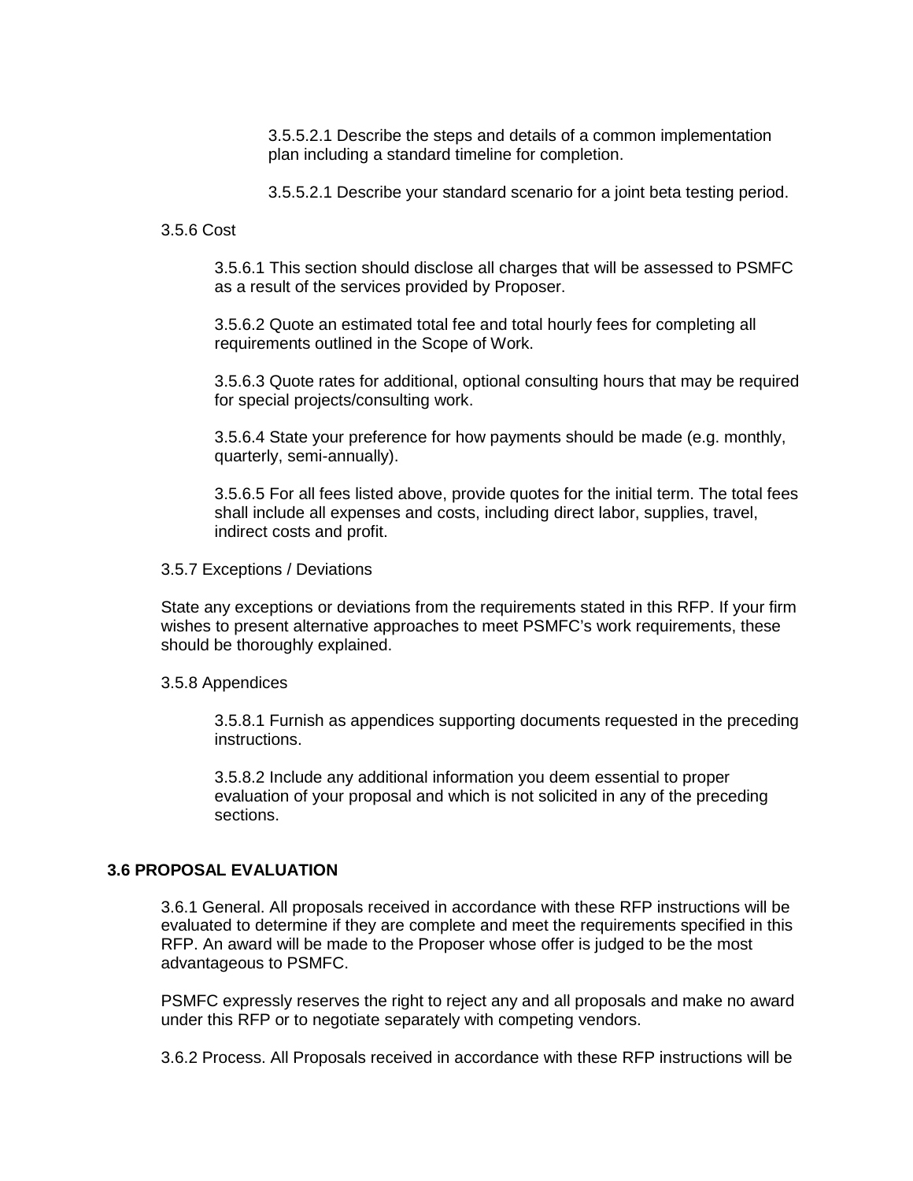3.5.5.2.1 Describe the steps and details of a common implementation plan including a standard timeline for completion.

3.5.5.2.1 Describe your standard scenario for a joint beta testing period.

3.5.6 Cost

3.5.6.1 This section should disclose all charges that will be assessed to PSMFC as a result of the services provided by Proposer.

3.5.6.2 Quote an estimated total fee and total hourly fees for completing all requirements outlined in the Scope of Work.

3.5.6.3 Quote rates for additional, optional consulting hours that may be required for special projects/consulting work.

3.5.6.4 State your preference for how payments should be made (e.g. monthly, quarterly, semi-annually).

3.5.6.5 For all fees listed above, provide quotes for the initial term. The total fees shall include all expenses and costs, including direct labor, supplies, travel, indirect costs and profit.

3.5.7 Exceptions / Deviations

State any exceptions or deviations from the requirements stated in this RFP. If your firm wishes to present alternative approaches to meet PSMFC's work requirements, these should be thoroughly explained.

3.5.8 Appendices

3.5.8.1 Furnish as appendices supporting documents requested in the preceding instructions.

3.5.8.2 Include any additional information you deem essential to proper evaluation of your proposal and which is not solicited in any of the preceding sections.

## 3.6 PROPOSAL EVALUATION

3.6.1 General. All proposals received in accordance with these RFP instructions will be evaluated to determine if they are complete and meet the requirements specified in this RFP. An award will be made to the Proposer whose offer is judged to be the most advantageous to PSMFC.

PSMFC expressly reserves the right to reject any and all proposals and make no award under this RFP or to negotiate separately with competing vendors.

3.6.2 Process. All Proposals received in accordance with these RFP instructions will be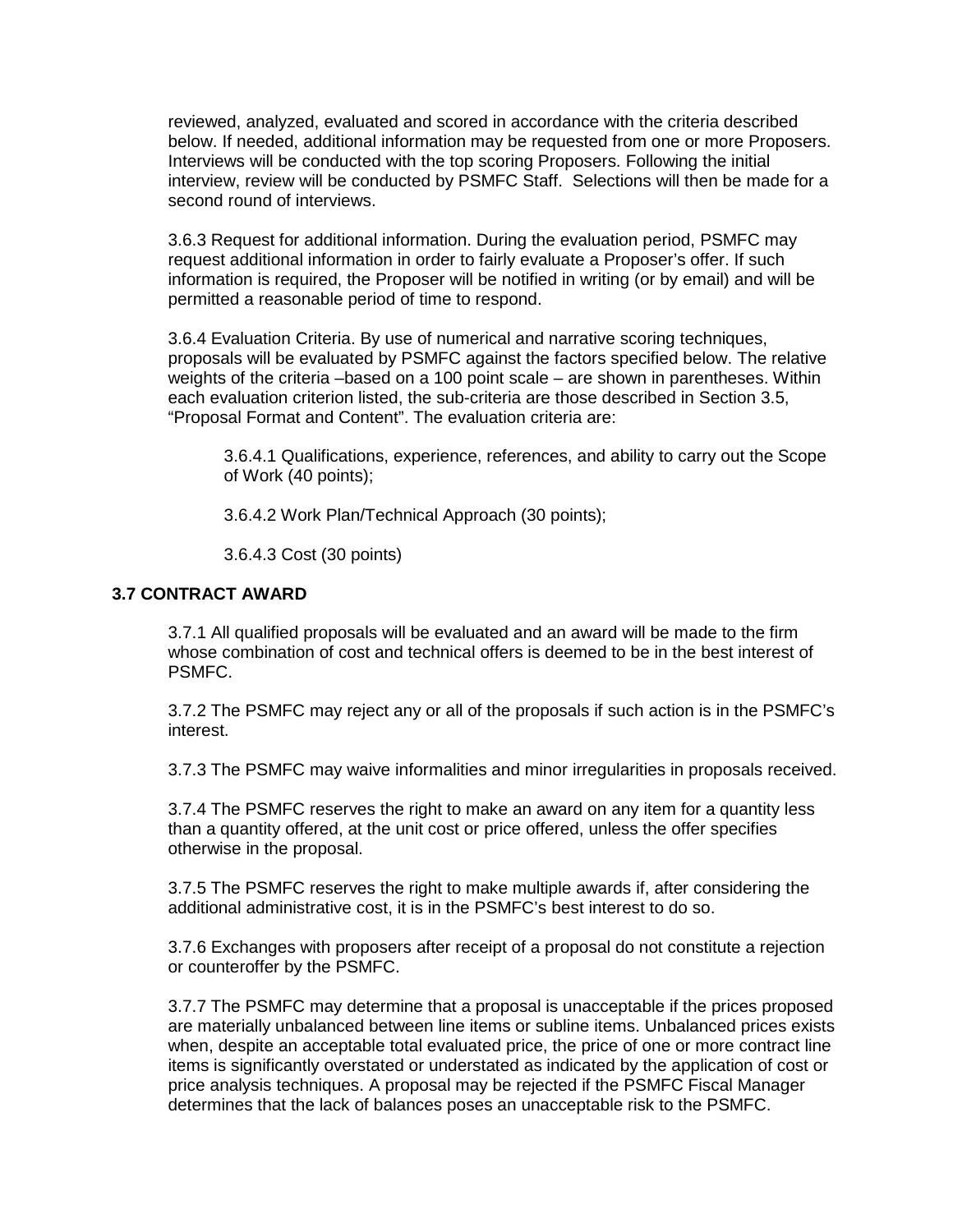reviewed, analyzed, evaluated and scored in accordance with the criteria described below. If needed, additional information may be requested from one or more Proposers. Interviews will be conducted with the top scoring Proposers. Following the initial interview, review will be conducted by PSMFC Staff. Selections will then be made for a second round of interviews.

3.6.3 Request for additional information. During the evaluation period, PSMFC may request additional information in order to fairly evaluate a Proposer's offer. If such information is required, the Proposer will be notified in writing (or by email) and will be permitted a reasonable period of time to respond.

3.6.4 Evaluation Criteria. By use of numerical and narrative scoring techniques, proposals will be evaluated by PSMFC against the factors specified below. The relative weights of the criteria –based on a 100 point scale – are shown in parentheses. Within each evaluation criterion listed, the sub-criteria are those described in Section 3.5, "Proposal Format and Content". The evaluation criteria are:

> 3.6.4.1 Qualifications, experience, references, and ability to carry out the Scope of Work (40 points);
>
> 3.6.4.2 Work Plan/Technical Approach (30 points);
>
> 3.6.4.3 Cost (30 points)

## 3.7 CONTRACT AWARD

3.7.1 All qualified proposals will be evaluated and an award will be made to the firm whose combination of cost and technical offers is deemed to be in the best interest of PSMFC.

3.7.2 The PSMFC may reject any or all of the proposals if such action is in the PSMFC's interest.

3.7.3 The PSMFC may waive informalities and minor irregularities in proposals received.

3.7.4 The PSMFC reserves the right to make an award on any item for a quantity less than a quantity offered, at the unit cost or price offered, unless the offer specifies otherwise in the proposal.

3.7.5 The PSMFC reserves the right to make multiple awards if, after considering the additional administrative cost, it is in the PSMFC's best interest to do so.

3.7.6 Exchanges with proposers after receipt of a proposal do not constitute a rejection or counteroffer by the PSMFC.

3.7.7 The PSMFC may determine that a proposal is unacceptable if the prices proposed are materially unbalanced between line items or subline items. Unbalanced prices exists when, despite an acceptable total evaluated price, the price of one or more contract line items is significantly overstated or understated as indicated by the application of cost or price analysis techniques. A proposal may be rejected if the PSMFC Fiscal Manager determines that the lack of balances poses an unacceptable risk to the PSMFC.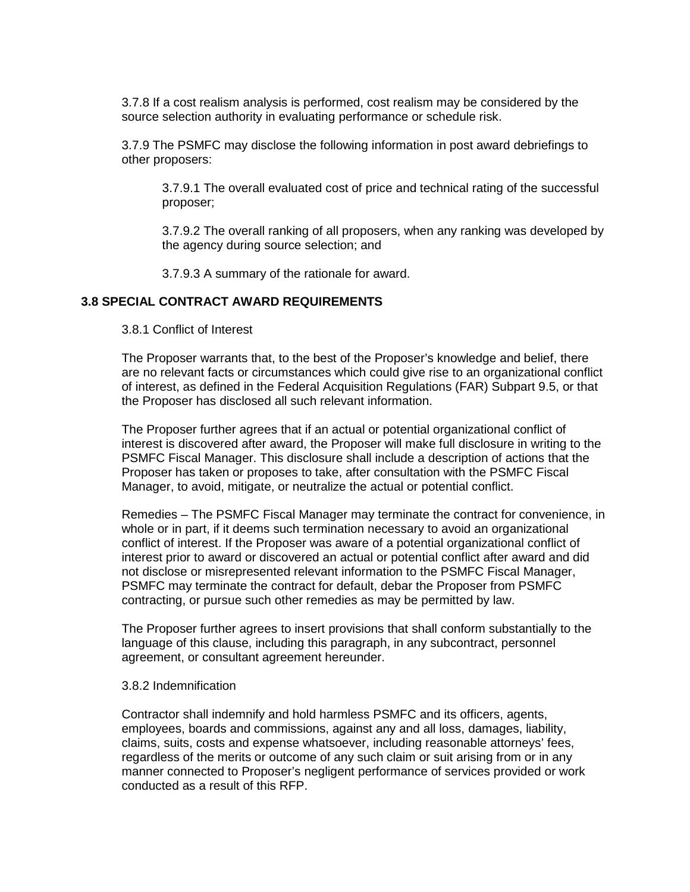3.7.8 If a cost realism analysis is performed, cost realism may be considered by the source selection authority in evaluating performance or schedule risk.

3.7.9 The PSMFC may disclose the following information in post award debriefings to other proposers:

3.7.9.1 The overall evaluated cost of price and technical rating of the successful proposer;

3.7.9.2 The overall ranking of all proposers, when any ranking was developed by the agency during source selection; and

3.7.9.3 A summary of the rationale for award.

### 3.8 SPECIAL CONTRACT AWARD REQUIREMENTS

3.8.1 Conflict of Interest

The Proposer warrants that, to the best of the Proposer's knowledge and belief, there are no relevant facts or circumstances which could give rise to an organizational conflict of interest, as defined in the Federal Acquisition Regulations (FAR) Subpart 9.5, or that the Proposer has disclosed all such relevant information.

The Proposer further agrees that if an actual or potential organizational conflict of interest is discovered after award, the Proposer will make full disclosure in writing to the PSMFC Fiscal Manager. This disclosure shall include a description of actions that the Proposer has taken or proposes to take, after consultation with the PSMFC Fiscal Manager, to avoid, mitigate, or neutralize the actual or potential conflict.

Remedies – The PSMFC Fiscal Manager may terminate the contract for convenience, in whole or in part, if it deems such termination necessary to avoid an organizational conflict of interest. If the Proposer was aware of a potential organizational conflict of interest prior to award or discovered an actual or potential conflict after award and did not disclose or misrepresented relevant information to the PSMFC Fiscal Manager, PSMFC may terminate the contract for default, debar the Proposer from PSMFC contracting, or pursue such other remedies as may be permitted by law.

The Proposer further agrees to insert provisions that shall conform substantially to the language of this clause, including this paragraph, in any subcontract, personnel agreement, or consultant agreement hereunder.

3.8.2 Indemnification

Contractor shall indemnify and hold harmless PSMFC and its officers, agents, employees, boards and commissions, against any and all loss, damages, liability, claims, suits, costs and expense whatsoever, including reasonable attorneys' fees, regardless of the merits or outcome of any such claim or suit arising from or in any manner connected to Proposer's negligent performance of services provided or work conducted as a result of this RFP.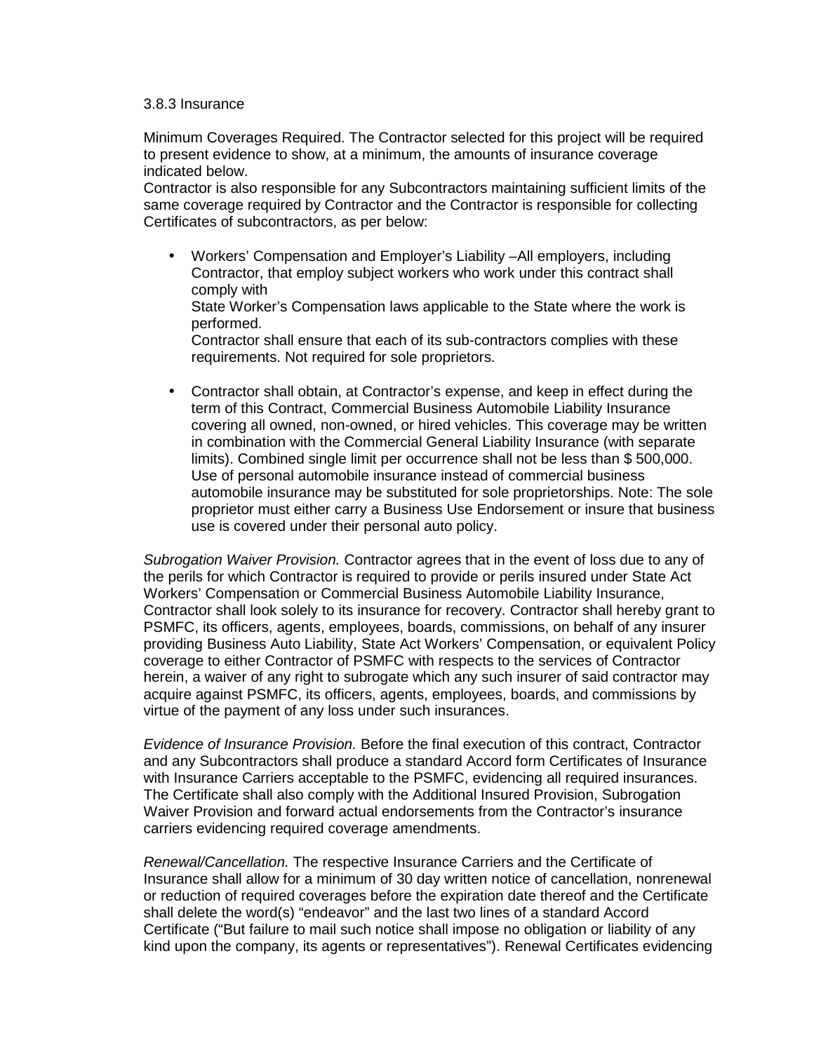3.8.3 Insurance

Minimum Coverages Required. The Contractor selected for this project will be required to present evidence to show, at a minimum, the amounts of insurance coverage indicated below.
Contractor is also responsible for any Subcontractors maintaining sufficient limits of the same coverage required by Contractor and the Contractor is responsible for collecting Certificates of subcontractors, as per below:

- Workers' Compensation and Employer's Liability –All employers, including Contractor, that employ subject workers who work under this contract shall comply with
  State Worker's Compensation laws applicable to the State where the work is performed.
  Contractor shall ensure that each of its sub-contractors complies with these requirements. Not required for sole proprietors.

- Contractor shall obtain, at Contractor's expense, and keep in effect during the term of this Contract, Commercial Business Automobile Liability Insurance covering all owned, non-owned, or hired vehicles. This coverage may be written in combination with the Commercial General Liability Insurance (with separate limits). Combined single limit per occurrence shall not be less than $ 500,000. Use of personal automobile insurance instead of commercial business automobile insurance may be substituted for sole proprietorships. Note: The sole proprietor must either carry a Business Use Endorsement or insure that business use is covered under their personal auto policy.

*Subrogation Waiver Provision.* Contractor agrees that in the event of loss due to any of the perils for which Contractor is required to provide or perils insured under State Act Workers' Compensation or Commercial Business Automobile Liability Insurance, Contractor shall look solely to its insurance for recovery. Contractor shall hereby grant to PSMFC, its officers, agents, employees, boards, commissions, on behalf of any insurer providing Business Auto Liability, State Act Workers' Compensation, or equivalent Policy coverage to either Contractor of PSMFC with respects to the services of Contractor herein, a waiver of any right to subrogate which any such insurer of said contractor may acquire against PSMFC, its officers, agents, employees, boards, and commissions by virtue of the payment of any loss under such insurances.

*Evidence of Insurance Provision.* Before the final execution of this contract, Contractor and any Subcontractors shall produce a standard Accord form Certificates of Insurance with Insurance Carriers acceptable to the PSMFC, evidencing all required insurances. The Certificate shall also comply with the Additional Insured Provision, Subrogation Waiver Provision and forward actual endorsements from the Contractor's insurance carriers evidencing required coverage amendments.

*Renewal/Cancellation.* The respective Insurance Carriers and the Certificate of Insurance shall allow for a minimum of 30 day written notice of cancellation, nonrenewal or reduction of required coverages before the expiration date thereof and the Certificate shall delete the word(s) "endeavor" and the last two lines of a standard Accord Certificate ("But failure to mail such notice shall impose no obligation or liability of any kind upon the company, its agents or representatives"). Renewal Certificates evidencing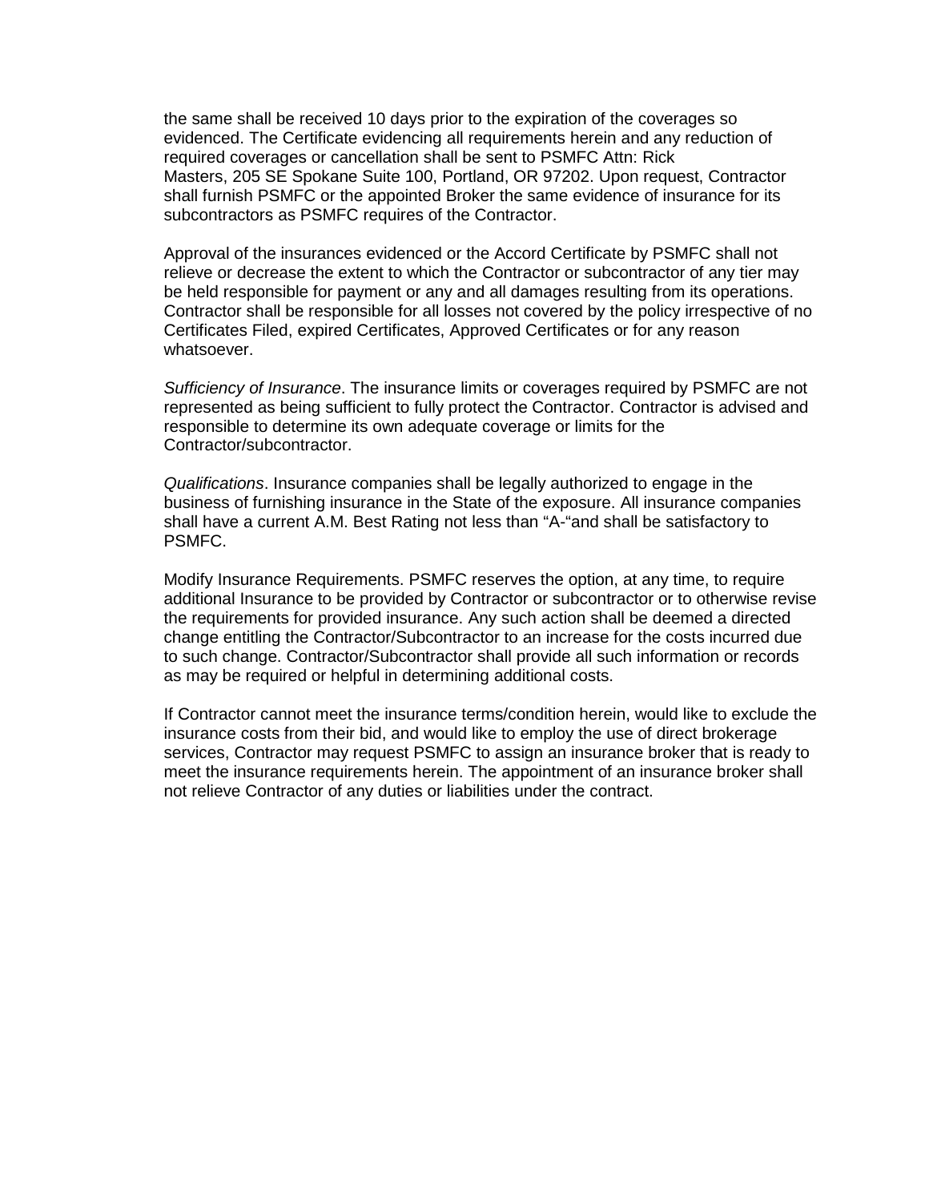the same shall be received 10 days prior to the expiration of the coverages so evidenced. The Certificate evidencing all requirements herein and any reduction of required coverages or cancellation shall be sent to PSMFC Attn: Rick Masters, 205 SE Spokane Suite 100, Portland, OR 97202. Upon request, Contractor shall furnish PSMFC or the appointed Broker the same evidence of insurance for its subcontractors as PSMFC requires of the Contractor.

Approval of the insurances evidenced or the Accord Certificate by PSMFC shall not relieve or decrease the extent to which the Contractor or subcontractor of any tier may be held responsible for payment or any and all damages resulting from its operations. Contractor shall be responsible for all losses not covered by the policy irrespective of no Certificates Filed, expired Certificates, Approved Certificates or for any reason whatsoever.

*Sufficiency of Insurance*. The insurance limits or coverages required by PSMFC are not represented as being sufficient to fully protect the Contractor. Contractor is advised and responsible to determine its own adequate coverage or limits for the Contractor/subcontractor.

*Qualifications*. Insurance companies shall be legally authorized to engage in the business of furnishing insurance in the State of the exposure. All insurance companies shall have a current A.M. Best Rating not less than "A-"and shall be satisfactory to PSMFC.

Modify Insurance Requirements. PSMFC reserves the option, at any time, to require additional Insurance to be provided by Contractor or subcontractor or to otherwise revise the requirements for provided insurance. Any such action shall be deemed a directed change entitling the Contractor/Subcontractor to an increase for the costs incurred due to such change. Contractor/Subcontractor shall provide all such information or records as may be required or helpful in determining additional costs.

If Contractor cannot meet the insurance terms/condition herein, would like to exclude the insurance costs from their bid, and would like to employ the use of direct brokerage services, Contractor may request PSMFC to assign an insurance broker that is ready to meet the insurance requirements herein. The appointment of an insurance broker shall not relieve Contractor of any duties or liabilities under the contract.